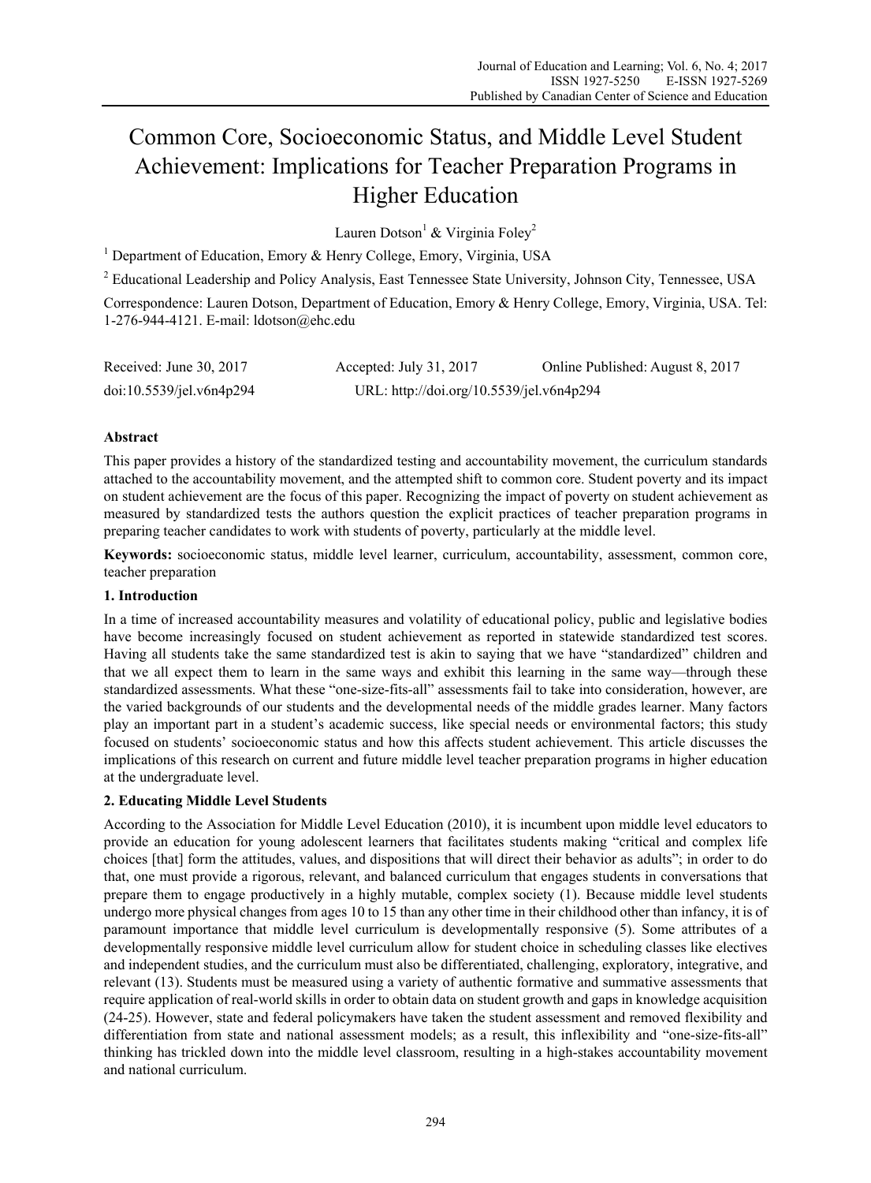# Common Core, Socioeconomic Status, and Middle Level Student Achievement: Implications for Teacher Preparation Programs in Higher Education

Lauren Dotson[1] & Virginia Foley[2]

[1] Department of Education, Emory & Henry College, Emory, Virginia, USA

[2] Educational Leadership and Policy Analysis, East Tennessee State University, Johnson City, Tennessee, USA

Correspondence: Lauren Dotson, Department of Education, Emory & Henry College, Emory, Virginia, USA. Tel: 1-276-944-4121. E-mail: ldotson@ehc.edu

Received: June 30, 2017 Accepted: July 31, 2017 Online Published: August 8, 2017

doi:10.5539/jel.v6n4p294 URL: http://doi.org/10.5539/jel.v6n4p294

## Abstract

This paper provides a history of the standardized testing and accountability movement, the curriculum standards attached to the accountability movement, and the attempted shift to common core. Student poverty and its impact on student achievement are the focus of this paper. Recognizing the impact of poverty on student achievement as measured by standardized tests the authors question the explicit practices of teacher preparation programs in preparing teacher candidates to work with students of poverty, particularly at the middle level.

**Keywords:** socioeconomic status, middle level learner, curriculum, accountability, assessment, common core, teacher preparation

## 1. Introduction

In a time of increased accountability measures and volatility of educational policy, public and legislative bodies have become increasingly focused on student achievement as reported in statewide standardized test scores. Having all students take the same standardized test is akin to saying that we have "standardized" children and that we all expect them to learn in the same ways and exhibit this learning in the same way—through these standardized assessments. What these "one-size-fits-all" assessments fail to take into consideration, however, are the varied backgrounds of our students and the developmental needs of the middle grades learner. Many factors play an important part in a student's academic success, like special needs or environmental factors; this study focused on students' socioeconomic status and how this affects student achievement. This article discusses the implications of this research on current and future middle level teacher preparation programs in higher education at the undergraduate level.

## 2. Educating Middle Level Students

According to the Association for Middle Level Education (2010), it is incumbent upon middle level educators to provide an education for young adolescent learners that facilitates students making "critical and complex life choices [that] form the attitudes, values, and dispositions that will direct their behavior as adults"; in order to do that, one must provide a rigorous, relevant, and balanced curriculum that engages students in conversations that prepare them to engage productively in a highly mutable, complex society (1). Because middle level students undergo more physical changes from ages 10 to 15 than any other time in their childhood other than infancy, it is of paramount importance that middle level curriculum is developmentally responsive (5). Some attributes of a developmentally responsive middle level curriculum allow for student choice in scheduling classes like electives and independent studies, and the curriculum must also be differentiated, challenging, exploratory, integrative, and relevant (13). Students must be measured using a variety of authentic formative and summative assessments that require application of real-world skills in order to obtain data on student growth and gaps in knowledge acquisition (24-25). However, state and federal policymakers have taken the student assessment and removed flexibility and differentiation from state and national assessment models; as a result, this inflexibility and "one-size-fits-all" thinking has trickled down into the middle level classroom, resulting in a high-stakes accountability movement and national curriculum.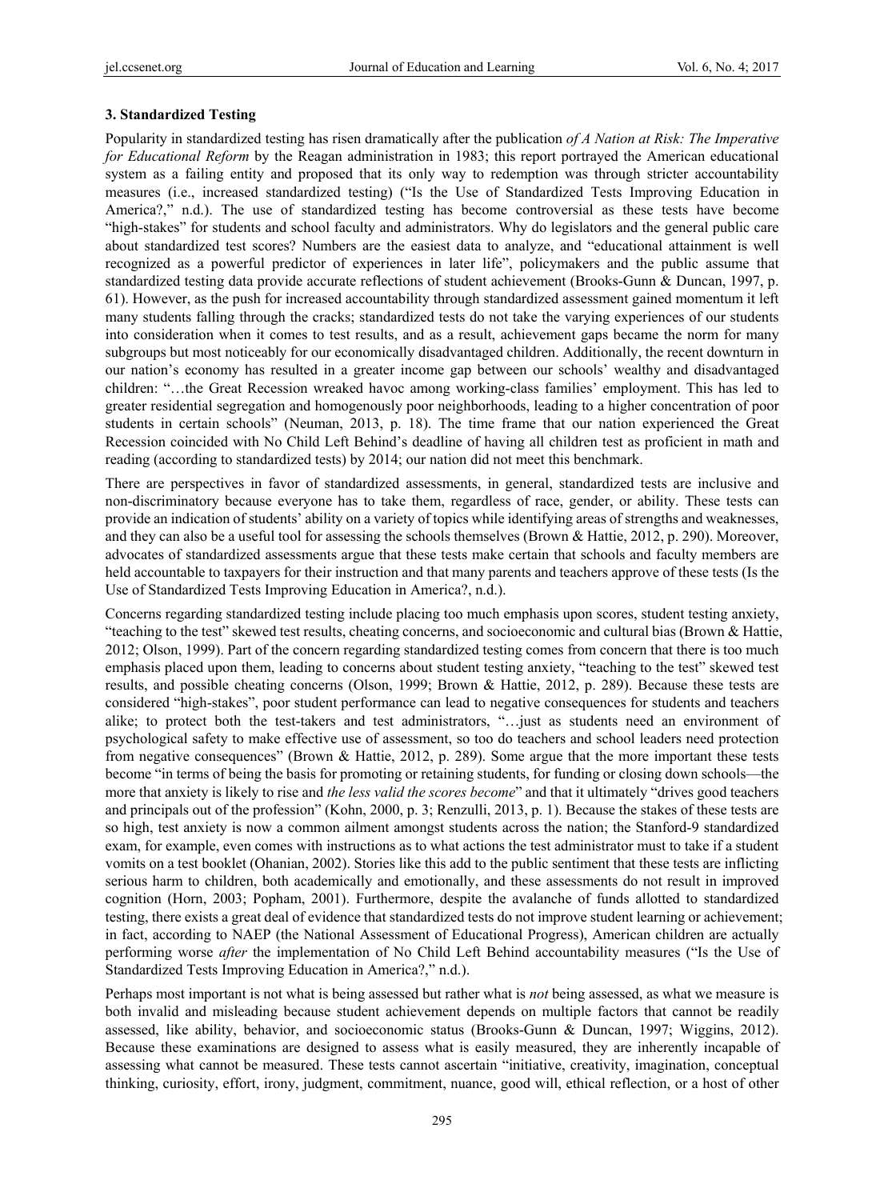### 3. Standardized Testing

Popularity in standardized testing has risen dramatically after the publication *of A Nation at Risk: The Imperative for Educational Reform* by the Reagan administration in 1983; this report portrayed the American educational system as a failing entity and proposed that its only way to redemption was through stricter accountability measures (i.e., increased standardized testing) ("Is the Use of Standardized Tests Improving Education in America?," n.d.). The use of standardized testing has become controversial as these tests have become "high-stakes" for students and school faculty and administrators. Why do legislators and the general public care about standardized test scores? Numbers are the easiest data to analyze, and "educational attainment is well recognized as a powerful predictor of experiences in later life", policymakers and the public assume that standardized testing data provide accurate reflections of student achievement (Brooks-Gunn & Duncan, 1997, p. 61). However, as the push for increased accountability through standardized assessment gained momentum it left many students falling through the cracks; standardized tests do not take the varying experiences of our students into consideration when it comes to test results, and as a result, achievement gaps became the norm for many subgroups but most noticeably for our economically disadvantaged children. Additionally, the recent downturn in our nation's economy has resulted in a greater income gap between our schools' wealthy and disadvantaged children: "…the Great Recession wreaked havoc among working-class families' employment. This has led to greater residential segregation and homogenously poor neighborhoods, leading to a higher concentration of poor students in certain schools" (Neuman, 2013, p. 18). The time frame that our nation experienced the Great Recession coincided with No Child Left Behind's deadline of having all children test as proficient in math and reading (according to standardized tests) by 2014; our nation did not meet this benchmark.

There are perspectives in favor of standardized assessments, in general, standardized tests are inclusive and non-discriminatory because everyone has to take them, regardless of race, gender, or ability. These tests can provide an indication of students' ability on a variety of topics while identifying areas of strengths and weaknesses, and they can also be a useful tool for assessing the schools themselves (Brown & Hattie, 2012, p. 290). Moreover, advocates of standardized assessments argue that these tests make certain that schools and faculty members are held accountable to taxpayers for their instruction and that many parents and teachers approve of these tests (Is the Use of Standardized Tests Improving Education in America?, n.d.).

Concerns regarding standardized testing include placing too much emphasis upon scores, student testing anxiety, "teaching to the test" skewed test results, cheating concerns, and socioeconomic and cultural bias (Brown & Hattie, 2012; Olson, 1999). Part of the concern regarding standardized testing comes from concern that there is too much emphasis placed upon them, leading to concerns about student testing anxiety, "teaching to the test" skewed test results, and possible cheating concerns (Olson, 1999; Brown & Hattie, 2012, p. 289). Because these tests are considered "high-stakes", poor student performance can lead to negative consequences for students and teachers alike; to protect both the test-takers and test administrators, "…just as students need an environment of psychological safety to make effective use of assessment, so too do teachers and school leaders need protection from negative consequences" (Brown & Hattie, 2012, p. 289). Some argue that the more important these tests become "in terms of being the basis for promoting or retaining students, for funding or closing down schools—the more that anxiety is likely to rise and *the less valid the scores become*" and that it ultimately "drives good teachers and principals out of the profession" (Kohn, 2000, p. 3; Renzulli, 2013, p. 1). Because the stakes of these tests are so high, test anxiety is now a common ailment amongst students across the nation; the Stanford-9 standardized exam, for example, even comes with instructions as to what actions the test administrator must to take if a student vomits on a test booklet (Ohanian, 2002). Stories like this add to the public sentiment that these tests are inflicting serious harm to children, both academically and emotionally, and these assessments do not result in improved cognition (Horn, 2003; Popham, 2001). Furthermore, despite the avalanche of funds allotted to standardized testing, there exists a great deal of evidence that standardized tests do not improve student learning or achievement; in fact, according to NAEP (the National Assessment of Educational Progress), American children are actually performing worse *after* the implementation of No Child Left Behind accountability measures ("Is the Use of Standardized Tests Improving Education in America?," n.d.).

Perhaps most important is not what is being assessed but rather what is *not* being assessed, as what we measure is both invalid and misleading because student achievement depends on multiple factors that cannot be readily assessed, like ability, behavior, and socioeconomic status (Brooks-Gunn & Duncan, 1997; Wiggins, 2012). Because these examinations are designed to assess what is easily measured, they are inherently incapable of assessing what cannot be measured. These tests cannot ascertain "initiative, creativity, imagination, conceptual thinking, curiosity, effort, irony, judgment, commitment, nuance, good will, ethical reflection, or a host of other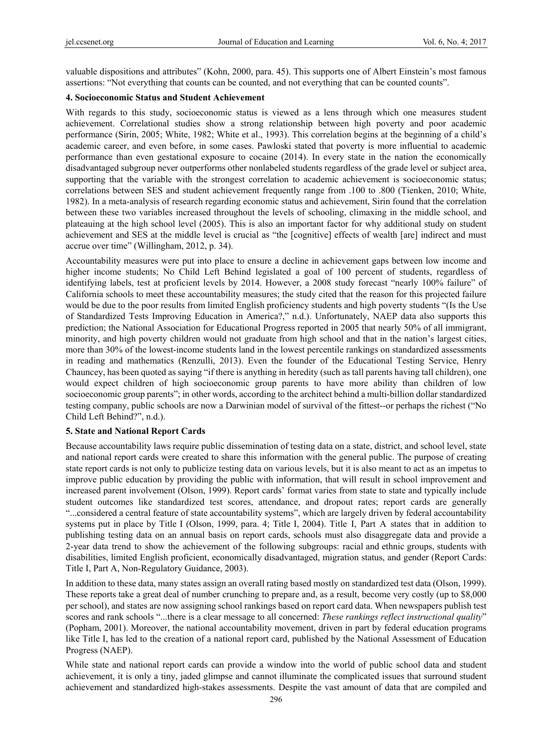valuable dispositions and attributes" (Kohn, 2000, para. 45). This supports one of Albert Einstein's most famous assertions: "Not everything that counts can be counted, and not everything that can be counted counts".

## 4. Socioeconomic Status and Student Achievement

With regards to this study, socioeconomic status is viewed as a lens through which one measures student achievement. Correlational studies show a strong relationship between high poverty and poor academic performance (Sirin, 2005; White, 1982; White et al., 1993). This correlation begins at the beginning of a child's academic career, and even before, in some cases. Pawloski stated that poverty is more influential to academic performance than even gestational exposure to cocaine (2014). In every state in the nation the economically disadvantaged subgroup never outperforms other nonlabeled students regardless of the grade level or subject area, supporting that the variable with the strongest correlation to academic achievement is socioeconomic status; correlations between SES and student achievement frequently range from .100 to .800 (Tienken, 2010; White, 1982). In a meta-analysis of research regarding economic status and achievement, Sirin found that the correlation between these two variables increased throughout the levels of schooling, climaxing in the middle school, and plateauing at the high school level (2005). This is also an important factor for why additional study on student achievement and SES at the middle level is crucial as "the [cognitive] effects of wealth [are] indirect and must accrue over time" (Willingham, 2012, p. 34).

Accountability measures were put into place to ensure a decline in achievement gaps between low income and higher income students; No Child Left Behind legislated a goal of 100 percent of students, regardless of identifying labels, test at proficient levels by 2014. However, a 2008 study forecast "nearly 100% failure" of California schools to meet these accountability measures; the study cited that the reason for this projected failure would be due to the poor results from limited English proficiency students and high poverty students "(Is the Use of Standardized Tests Improving Education in America?," n.d.). Unfortunately, NAEP data also supports this prediction; the National Association for Educational Progress reported in 2005 that nearly 50% of all immigrant, minority, and high poverty children would not graduate from high school and that in the nation's largest cities, more than 30% of the lowest-income students land in the lowest percentile rankings on standardized assessments in reading and mathematics (Renzulli, 2013). Even the founder of the Educational Testing Service, Henry Chauncey, has been quoted as saying "if there is anything in heredity (such as tall parents having tall children), one would expect children of high socioeconomic group parents to have more ability than children of low socioeconomic group parents"; in other words, according to the architect behind a multi-billion dollar standardized testing company, public schools are now a Darwinian model of survival of the fittest--or perhaps the richest ("No Child Left Behind?", n.d.).

## 5. State and National Report Cards

Because accountability laws require public dissemination of testing data on a state, district, and school level, state and national report cards were created to share this information with the general public. The purpose of creating state report cards is not only to publicize testing data on various levels, but it is also meant to act as an impetus to improve public education by providing the public with information, that will result in school improvement and increased parent involvement (Olson, 1999). Report cards' format varies from state to state and typically include student outcomes like standardized test scores, attendance, and dropout rates; report cards are generally "...considered a central feature of state accountability systems", which are largely driven by federal accountability systems put in place by Title I (Olson, 1999, para. 4; Title I, 2004). Title I, Part A states that in addition to publishing testing data on an annual basis on report cards, schools must also disaggregate data and provide a 2-year data trend to show the achievement of the following subgroups: racial and ethnic groups, students with disabilities, limited English proficient, economically disadvantaged, migration status, and gender (Report Cards: Title I, Part A, Non-Regulatory Guidance, 2003).

In addition to these data, many states assign an overall rating based mostly on standardized test data (Olson, 1999). These reports take a great deal of number crunching to prepare and, as a result, become very costly (up to $8,000 per school), and states are now assigning school rankings based on report card data. When newspapers publish test scores and rank schools "...there is a clear message to all concerned: *These rankings reflect instructional quality*" (Popham, 2001). Moreover, the national accountability movement, driven in part by federal education programs like Title I, has led to the creation of a national report card, published by the National Assessment of Education Progress (NAEP).

While state and national report cards can provide a window into the world of public school data and student achievement, it is only a tiny, jaded glimpse and cannot illuminate the complicated issues that surround student achievement and standardized high-stakes assessments. Despite the vast amount of data that are compiled and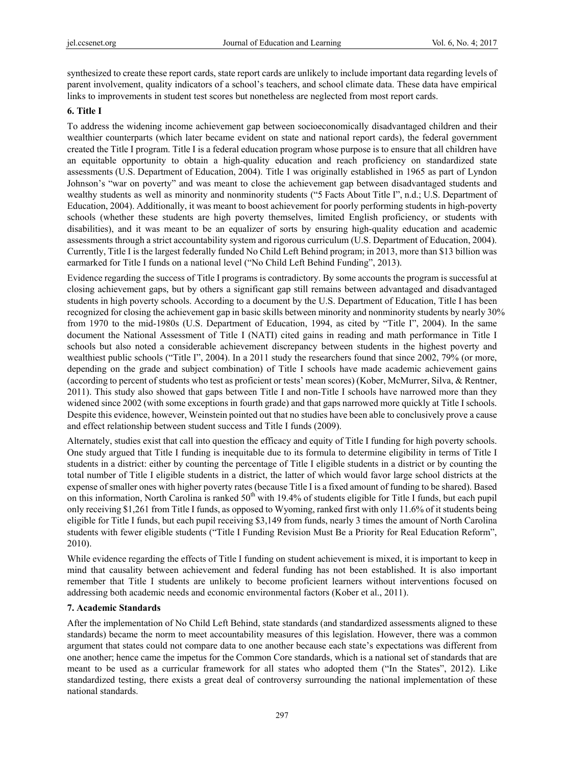synthesized to create these report cards, state report cards are unlikely to include important data regarding levels of parent involvement, quality indicators of a school's teachers, and school climate data. These data have empirical links to improvements in student test scores but nonetheless are neglected from most report cards.

## 6. Title I

To address the widening income achievement gap between socioeconomically disadvantaged children and their wealthier counterparts (which later became evident on state and national report cards), the federal government created the Title I program. Title I is a federal education program whose purpose is to ensure that all children have an equitable opportunity to obtain a high-quality education and reach proficiency on standardized state assessments (U.S. Department of Education, 2004). Title I was originally established in 1965 as part of Lyndon Johnson's "war on poverty" and was meant to close the achievement gap between disadvantaged students and wealthy students as well as minority and nonminority students ("5 Facts About Title I", n.d.; U.S. Department of Education, 2004). Additionally, it was meant to boost achievement for poorly performing students in high-poverty schools (whether these students are high poverty themselves, limited English proficiency, or students with disabilities), and it was meant to be an equalizer of sorts by ensuring high-quality education and academic assessments through a strict accountability system and rigorous curriculum (U.S. Department of Education, 2004). Currently, Title I is the largest federally funded No Child Left Behind program; in 2013, more than $13 billion was earmarked for Title I funds on a national level ("No Child Left Behind Funding", 2013).

Evidence regarding the success of Title I programs is contradictory. By some accounts the program is successful at closing achievement gaps, but by others a significant gap still remains between advantaged and disadvantaged students in high poverty schools. According to a document by the U.S. Department of Education, Title I has been recognized for closing the achievement gap in basic skills between minority and nonminority students by nearly 30% from 1970 to the mid-1980s (U.S. Department of Education, 1994, as cited by "Title I", 2004). In the same document the National Assessment of Title I (NATI) cited gains in reading and math performance in Title I schools but also noted a considerable achievement discrepancy between students in the highest poverty and wealthiest public schools ("Title I", 2004). In a 2011 study the researchers found that since 2002, 79% (or more, depending on the grade and subject combination) of Title I schools have made academic achievement gains (according to percent of students who test as proficient or tests' mean scores) (Kober, McMurrer, Silva, & Rentner, 2011). This study also showed that gaps between Title I and non-Title I schools have narrowed more than they widened since 2002 (with some exceptions in fourth grade) and that gaps narrowed more quickly at Title I schools. Despite this evidence, however, Weinstein pointed out that no studies have been able to conclusively prove a cause and effect relationship between student success and Title I funds (2009).

Alternately, studies exist that call into question the efficacy and equity of Title I funding for high poverty schools. One study argued that Title I funding is inequitable due to its formula to determine eligibility in terms of Title I students in a district: either by counting the percentage of Title I eligible students in a district or by counting the total number of Title I eligible students in a district, the latter of which would favor large school districts at the expense of smaller ones with higher poverty rates (because Title I is a fixed amount of funding to be shared). Based on this information, North Carolina is ranked 50th with 19.4% of students eligible for Title I funds, but each pupil only receiving $1,261 from Title I funds, as opposed to Wyoming, ranked first with only 11.6% of it students being eligible for Title I funds, but each pupil receiving $3,149 from funds, nearly 3 times the amount of North Carolina students with fewer eligible students ("Title I Funding Revision Must Be a Priority for Real Education Reform", 2010).

While evidence regarding the effects of Title I funding on student achievement is mixed, it is important to keep in mind that causality between achievement and federal funding has not been established. It is also important remember that Title I students are unlikely to become proficient learners without interventions focused on addressing both academic needs and economic environmental factors (Kober et al., 2011).

## 7. Academic Standards

After the implementation of No Child Left Behind, state standards (and standardized assessments aligned to these standards) became the norm to meet accountability measures of this legislation. However, there was a common argument that states could not compare data to one another because each state's expectations was different from one another; hence came the impetus for the Common Core standards, which is a national set of standards that are meant to be used as a curricular framework for all states who adopted them ("In the States", 2012). Like standardized testing, there exists a great deal of controversy surrounding the national implementation of these national standards.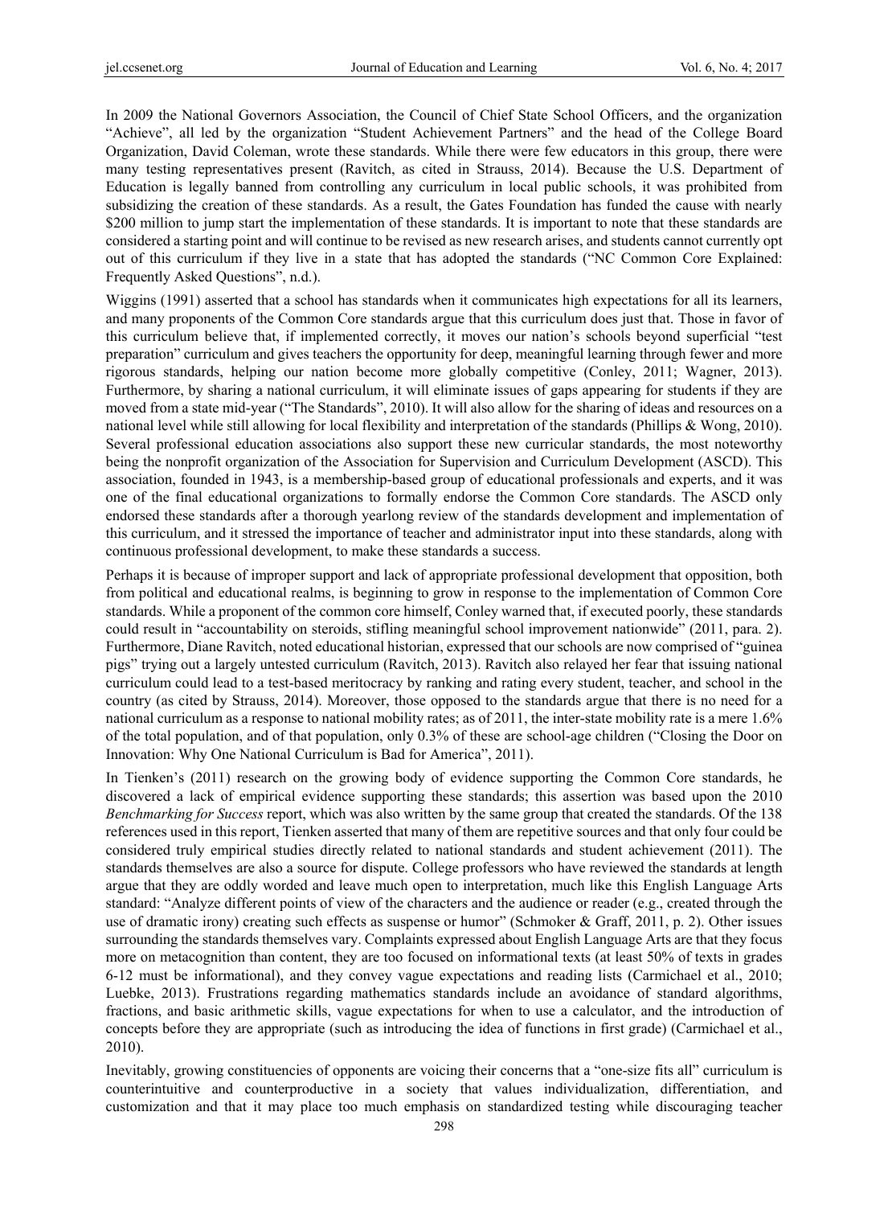In 2009 the National Governors Association, the Council of Chief State School Officers, and the organization "Achieve", all led by the organization "Student Achievement Partners" and the head of the College Board Organization, David Coleman, wrote these standards. While there were few educators in this group, there were many testing representatives present (Ravitch, as cited in Strauss, 2014). Because the U.S. Department of Education is legally banned from controlling any curriculum in local public schools, it was prohibited from subsidizing the creation of these standards. As a result, the Gates Foundation has funded the cause with nearly $200 million to jump start the implementation of these standards. It is important to note that these standards are considered a starting point and will continue to be revised as new research arises, and students cannot currently opt out of this curriculum if they live in a state that has adopted the standards ("NC Common Core Explained: Frequently Asked Questions", n.d.).

Wiggins (1991) asserted that a school has standards when it communicates high expectations for all its learners, and many proponents of the Common Core standards argue that this curriculum does just that. Those in favor of this curriculum believe that, if implemented correctly, it moves our nation's schools beyond superficial "test preparation" curriculum and gives teachers the opportunity for deep, meaningful learning through fewer and more rigorous standards, helping our nation become more globally competitive (Conley, 2011; Wagner, 2013). Furthermore, by sharing a national curriculum, it will eliminate issues of gaps appearing for students if they are moved from a state mid-year ("The Standards", 2010). It will also allow for the sharing of ideas and resources on a national level while still allowing for local flexibility and interpretation of the standards (Phillips & Wong, 2010). Several professional education associations also support these new curricular standards, the most noteworthy being the nonprofit organization of the Association for Supervision and Curriculum Development (ASCD). This association, founded in 1943, is a membership-based group of educational professionals and experts, and it was one of the final educational organizations to formally endorse the Common Core standards. The ASCD only endorsed these standards after a thorough yearlong review of the standards development and implementation of this curriculum, and it stressed the importance of teacher and administrator input into these standards, along with continuous professional development, to make these standards a success.

Perhaps it is because of improper support and lack of appropriate professional development that opposition, both from political and educational realms, is beginning to grow in response to the implementation of Common Core standards. While a proponent of the common core himself, Conley warned that, if executed poorly, these standards could result in "accountability on steroids, stifling meaningful school improvement nationwide" (2011, para. 2). Furthermore, Diane Ravitch, noted educational historian, expressed that our schools are now comprised of "guinea pigs" trying out a largely untested curriculum (Ravitch, 2013). Ravitch also relayed her fear that issuing national curriculum could lead to a test-based meritocracy by ranking and rating every student, teacher, and school in the country (as cited by Strauss, 2014). Moreover, those opposed to the standards argue that there is no need for a national curriculum as a response to national mobility rates; as of 2011, the inter-state mobility rate is a mere 1.6% of the total population, and of that population, only 0.3% of these are school-age children ("Closing the Door on Innovation: Why One National Curriculum is Bad for America", 2011).

In Tienken's (2011) research on the growing body of evidence supporting the Common Core standards, he discovered a lack of empirical evidence supporting these standards; this assertion was based upon the 2010 *Benchmarking for Success* report, which was also written by the same group that created the standards. Of the 138 references used in this report, Tienken asserted that many of them are repetitive sources and that only four could be considered truly empirical studies directly related to national standards and student achievement (2011). The standards themselves are also a source for dispute. College professors who have reviewed the standards at length argue that they are oddly worded and leave much open to interpretation, much like this English Language Arts standard: "Analyze different points of view of the characters and the audience or reader (e.g., created through the use of dramatic irony) creating such effects as suspense or humor" (Schmoker & Graff, 2011, p. 2). Other issues surrounding the standards themselves vary. Complaints expressed about English Language Arts are that they focus more on metacognition than content, they are too focused on informational texts (at least 50% of texts in grades 6-12 must be informational), and they convey vague expectations and reading lists (Carmichael et al., 2010; Luebke, 2013). Frustrations regarding mathematics standards include an avoidance of standard algorithms, fractions, and basic arithmetic skills, vague expectations for when to use a calculator, and the introduction of concepts before they are appropriate (such as introducing the idea of functions in first grade) (Carmichael et al., 2010).

Inevitably, growing constituencies of opponents are voicing their concerns that a "one-size fits all" curriculum is counterintuitive and counterproductive in a society that values individualization, differentiation, and customization and that it may place too much emphasis on standardized testing while discouraging teacher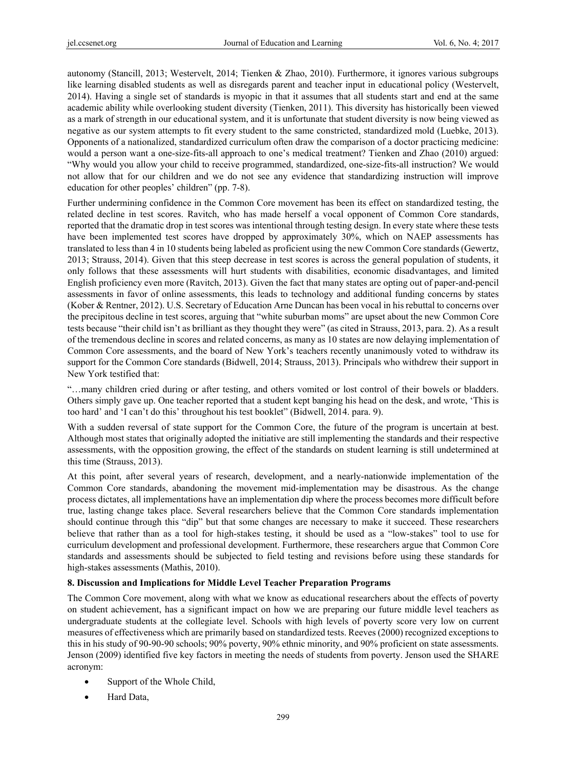autonomy (Stancill, 2013; Westervelt, 2014; Tienken & Zhao, 2010). Furthermore, it ignores various subgroups like learning disabled students as well as disregards parent and teacher input in educational policy (Westervelt, 2014). Having a single set of standards is myopic in that it assumes that all students start and end at the same academic ability while overlooking student diversity (Tienken, 2011). This diversity has historically been viewed as a mark of strength in our educational system, and it is unfortunate that student diversity is now being viewed as negative as our system attempts to fit every student to the same constricted, standardized mold (Luebke, 2013). Opponents of a nationalized, standardized curriculum often draw the comparison of a doctor practicing medicine: would a person want a one-size-fits-all approach to one's medical treatment? Tienken and Zhao (2010) argued: "Why would you allow your child to receive programmed, standardized, one-size-fits-all instruction? We would not allow that for our children and we do not see any evidence that standardizing instruction will improve education for other peoples' children" (pp. 7-8).

Further undermining confidence in the Common Core movement has been its effect on standardized testing, the related decline in test scores. Ravitch, who has made herself a vocal opponent of Common Core standards, reported that the dramatic drop in test scores was intentional through testing design. In every state where these tests have been implemented test scores have dropped by approximately 30%, which on NAEP assessments has translated to less than 4 in 10 students being labeled as proficient using the new Common Core standards (Gewertz, 2013; Strauss, 2014). Given that this steep decrease in test scores is across the general population of students, it only follows that these assessments will hurt students with disabilities, economic disadvantages, and limited English proficiency even more (Ravitch, 2013). Given the fact that many states are opting out of paper-and-pencil assessments in favor of online assessments, this leads to technology and additional funding concerns by states (Kober & Rentner, 2012). U.S. Secretary of Education Arne Duncan has been vocal in his rebuttal to concerns over the precipitous decline in test scores, arguing that "white suburban moms" are upset about the new Common Core tests because "their child isn't as brilliant as they thought they were" (as cited in Strauss, 2013, para. 2). As a result of the tremendous decline in scores and related concerns, as many as 10 states are now delaying implementation of Common Core assessments, and the board of New York's teachers recently unanimously voted to withdraw its support for the Common Core standards (Bidwell, 2014; Strauss, 2013). Principals who withdrew their support in New York testified that:

"…many children cried during or after testing, and others vomited or lost control of their bowels or bladders. Others simply gave up. One teacher reported that a student kept banging his head on the desk, and wrote, 'This is too hard' and 'I can't do this' throughout his test booklet" (Bidwell, 2014. para. 9).

With a sudden reversal of state support for the Common Core, the future of the program is uncertain at best. Although most states that originally adopted the initiative are still implementing the standards and their respective assessments, with the opposition growing, the effect of the standards on student learning is still undetermined at this time (Strauss, 2013).

At this point, after several years of research, development, and a nearly-nationwide implementation of the Common Core standards, abandoning the movement mid-implementation may be disastrous. As the change process dictates, all implementations have an implementation dip where the process becomes more difficult before true, lasting change takes place. Several researchers believe that the Common Core standards implementation should continue through this "dip" but that some changes are necessary to make it succeed. These researchers believe that rather than as a tool for high-stakes testing, it should be used as a "low-stakes" tool to use for curriculum development and professional development. Furthermore, these researchers argue that Common Core standards and assessments should be subjected to field testing and revisions before using these standards for high-stakes assessments (Mathis, 2010).

## 8. Discussion and Implications for Middle Level Teacher Preparation Programs

The Common Core movement, along with what we know as educational researchers about the effects of poverty on student achievement, has a significant impact on how we are preparing our future middle level teachers as undergraduate students at the collegiate level. Schools with high levels of poverty score very low on current measures of effectiveness which are primarily based on standardized tests. Reeves (2000) recognized exceptions to this in his study of 90-90-90 schools; 90% poverty, 90% ethnic minority, and 90% proficient on state assessments. Jenson (2009) identified five key factors in meeting the needs of students from poverty. Jenson used the SHARE acronym:

- Support of the Whole Child,
- Hard Data,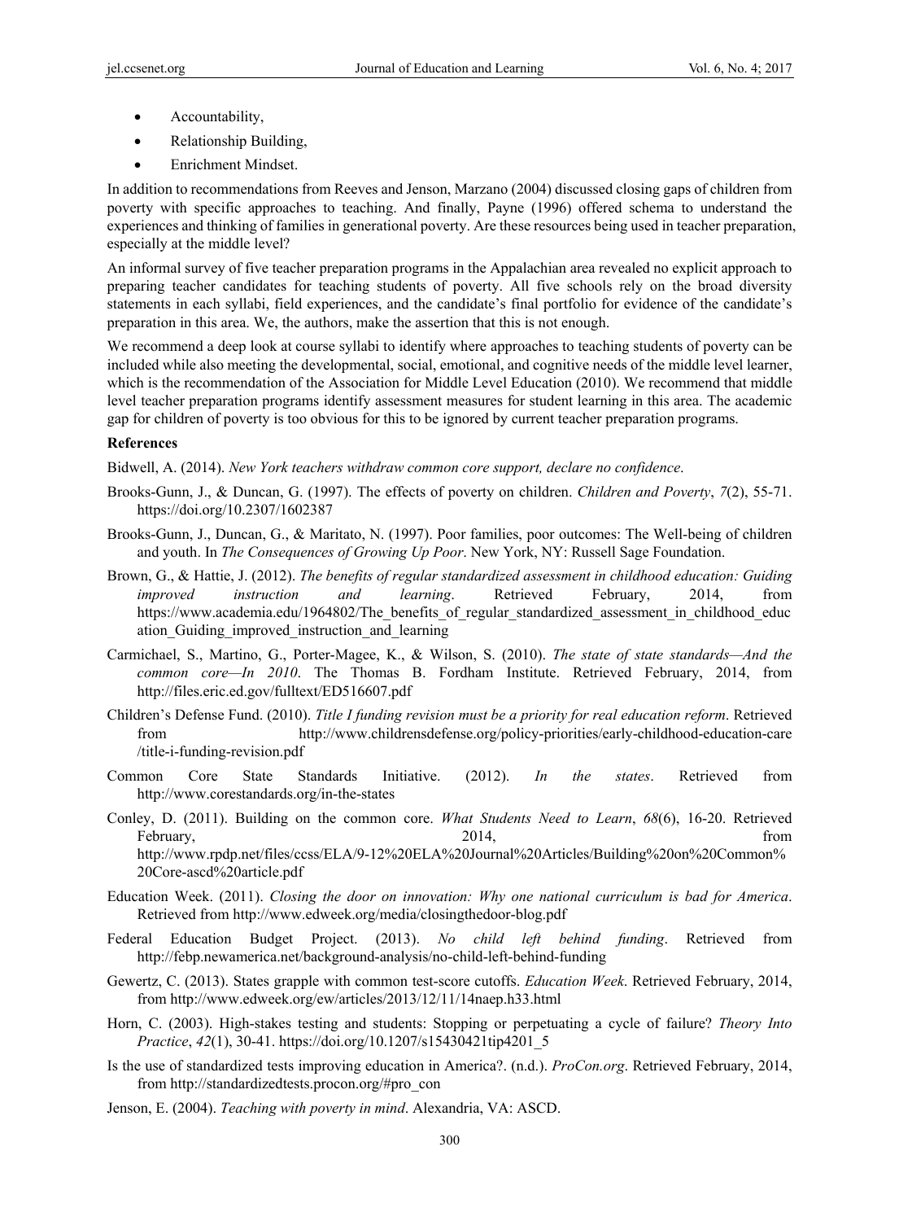- Accountability,
- Relationship Building,
- Enrichment Mindset.

In addition to recommendations from Reeves and Jenson, Marzano (2004) discussed closing gaps of children from poverty with specific approaches to teaching. And finally, Payne (1996) offered schema to understand the experiences and thinking of families in generational poverty. Are these resources being used in teacher preparation, especially at the middle level?

An informal survey of five teacher preparation programs in the Appalachian area revealed no explicit approach to preparing teacher candidates for teaching students of poverty. All five schools rely on the broad diversity statements in each syllabi, field experiences, and the candidate's final portfolio for evidence of the candidate's preparation in this area. We, the authors, make the assertion that this is not enough.

We recommend a deep look at course syllabi to identify where approaches to teaching students of poverty can be included while also meeting the developmental, social, emotional, and cognitive needs of the middle level learner, which is the recommendation of the Association for Middle Level Education (2010). We recommend that middle level teacher preparation programs identify assessment measures for student learning in this area. The academic gap for children of poverty is too obvious for this to be ignored by current teacher preparation programs.

**References**

Bidwell, A. (2014). *New York teachers withdraw common core support, declare no confidence*.

Brooks-Gunn, J., & Duncan, G. (1997). The effects of poverty on children. *Children and Poverty*, *7*(2), 55-71. https://doi.org/10.2307/1602387

Brooks-Gunn, J., Duncan, G., & Maritato, N. (1997). Poor families, poor outcomes: The Well-being of children and youth. In *The Consequences of Growing Up Poor*. New York, NY: Russell Sage Foundation.

Brown, G., & Hattie, J. (2012). *The benefits of regular standardized assessment in childhood education: Guiding improved instruction and learning*. Retrieved February, 2014, from https://www.academia.edu/1964802/The_benefits_of_regular_standardized_assessment_in_childhood_education_Guiding_improved_instruction_and_learning

Carmichael, S., Martino, G., Porter-Magee, K., & Wilson, S. (2010). *The state of state standards—And the common core—In 2010*. The Thomas B. Fordham Institute. Retrieved February, 2014, from http://files.eric.ed.gov/fulltext/ED516607.pdf

Children's Defense Fund. (2010). *Title I funding revision must be a priority for real education reform*. Retrieved from http://www.childrensdefense.org/policy-priorities/early-childhood-education-care/title-i-funding-revision.pdf

Common Core State Standards Initiative. (2012). *In the states*. Retrieved from http://www.corestandards.org/in-the-states

Conley, D. (2011). Building on the common core. *What Students Need to Learn*, *68*(6), 16-20. Retrieved February, 2014, from http://www.rpdp.net/files/ccss/ELA/9-12%20ELA%20Journal%20Articles/Building%20on%20Common%20Core-ascd%20article.pdf

Education Week. (2011). *Closing the door on innovation: Why one national curriculum is bad for America*. Retrieved from http://www.edweek.org/media/closingthedoor-blog.pdf

Federal Education Budget Project. (2013). *No child left behind funding*. Retrieved from http://febp.newamerica.net/background-analysis/no-child-left-behind-funding

Gewertz, C. (2013). States grapple with common test-score cutoffs. *Education Week*. Retrieved February, 2014, from http://www.edweek.org/ew/articles/2013/12/11/14naep.h33.html

Horn, C. (2003). High-stakes testing and students: Stopping or perpetuating a cycle of failure? *Theory Into Practice*, *42*(1), 30-41. https://doi.org/10.1207/s15430421tip4201_5

Is the use of standardized tests improving education in America?. (n.d.). *ProCon.org*. Retrieved February, 2014, from http://standardizedtests.procon.org/#pro_con

Jenson, E. (2004). *Teaching with poverty in mind*. Alexandria, VA: ASCD.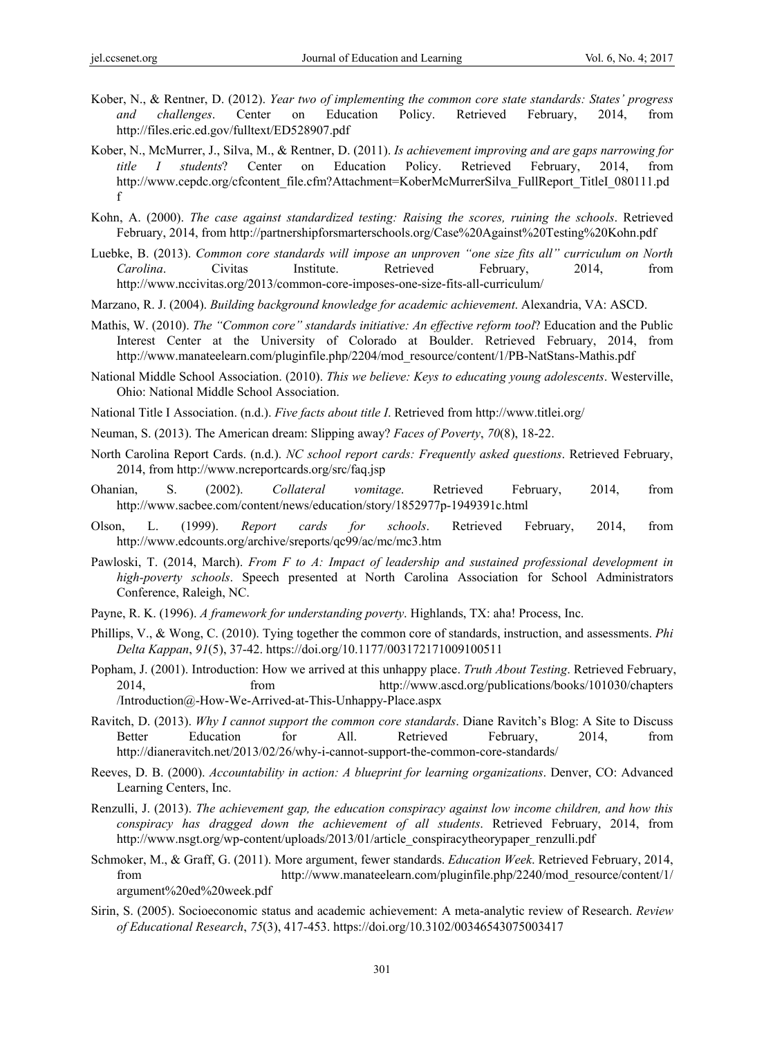Kober, N., & Rentner, D. (2012). *Year two of implementing the common core state standards: States' progress and challenges*. Center on Education Policy. Retrieved February, 2014, from http://files.eric.ed.gov/fulltext/ED528907.pdf

Kober, N., McMurrer, J., Silva, M., & Rentner, D. (2011). *Is achievement improving and are gaps narrowing for title I students*? Center on Education Policy. Retrieved February, 2014, from http://www.cepdc.org/cfcontent_file.cfm?Attachment=KoberMcMurrerSilva_FullReport_TitleI_080111.pdf

Kohn, A. (2000). *The case against standardized testing: Raising the scores, ruining the schools*. Retrieved February, 2014, from http://partnershipforsmarterschools.org/Case%20Against%20Testing%20Kohn.pdf

Luebke, B. (2013). *Common core standards will impose an unproven "one size fits all" curriculum on North Carolina*. Civitas Institute. Retrieved February, 2014, from http://www.nccivitas.org/2013/common-core-imposes-one-size-fits-all-curriculum/

Marzano, R. J. (2004). *Building background knowledge for academic achievement*. Alexandria, VA: ASCD.

Mathis, W. (2010). *The "Common core" standards initiative: An effective reform tool*? Education and the Public Interest Center at the University of Colorado at Boulder. Retrieved February, 2014, from http://www.manateelearn.com/pluginfile.php/2204/mod_resource/content/1/PB-NatStans-Mathis.pdf

National Middle School Association. (2010). *This we believe: Keys to educating young adolescents*. Westerville, Ohio: National Middle School Association.

National Title I Association. (n.d.). *Five facts about title I*. Retrieved from http://www.titlei.org/

Neuman, S. (2013). The American dream: Slipping away? *Faces of Poverty*, *70*(8), 18-22.

North Carolina Report Cards. (n.d.). *NC school report cards: Frequently asked questions*. Retrieved February, 2014, from http://www.ncreportcards.org/src/faq.jsp

Ohanian, S. (2002). *Collateral vomitage*. Retrieved February, 2014, from http://www.sacbee.com/content/news/education/story/1852977p-1949391c.html

Olson, L. (1999). *Report cards for schools*. Retrieved February, 2014, from http://www.edcounts.org/archive/sreports/qc99/ac/mc/mc3.htm

Pawloski, T. (2014, March). *From F to A: Impact of leadership and sustained professional development in high-poverty schools*. Speech presented at North Carolina Association for School Administrators Conference, Raleigh, NC.

Payne, R. K. (1996). *A framework for understanding poverty*. Highlands, TX: aha! Process, Inc.

Phillips, V., & Wong, C. (2010). Tying together the common core of standards, instruction, and assessments. *Phi Delta Kappan*, *91*(5), 37-42. https://doi.org/10.1177/003172171009100511

Popham, J. (2001). Introduction: How we arrived at this unhappy place. *Truth About Testing*. Retrieved February, 2014, from http://www.ascd.org/publications/books/101030/chapters/Introduction@-How-We-Arrived-at-This-Unhappy-Place.aspx

Ravitch, D. (2013). *Why I cannot support the common core standards*. Diane Ravitch's Blog: A Site to Discuss Better Education for All. Retrieved February, 2014, from http://dianeravitch.net/2013/02/26/why-i-cannot-support-the-common-core-standards/

Reeves, D. B. (2000). *Accountability in action: A blueprint for learning organizations*. Denver, CO: Advanced Learning Centers, Inc.

Renzulli, J. (2013). *The achievement gap, the education conspiracy against low income children, and how this conspiracy has dragged down the achievement of all students*. Retrieved February, 2014, from http://www.nsgt.org/wp-content/uploads/2013/01/article_conspiracytheorypaper_renzulli.pdf

Schmoker, M., & Graff, G. (2011). More argument, fewer standards. *Education Week*. Retrieved February, 2014, from http://www.manateelearn.com/pluginfile.php/2240/mod_resource/content/1/argument%20ed%20week.pdf

Sirin, S. (2005). Socioeconomic status and academic achievement: A meta-analytic review of Research. *Review of Educational Research*, *75*(3), 417-453. https://doi.org/10.3102/00346543075003417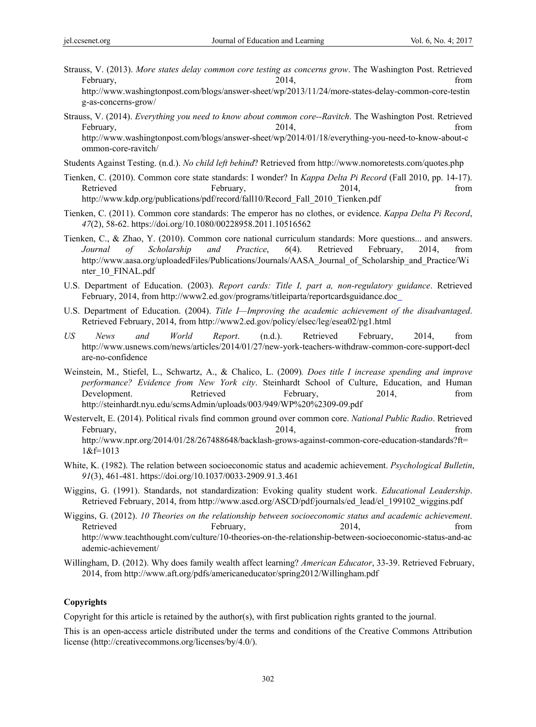Strauss, V. (2013). *More states delay common core testing as concerns grow*. The Washington Post. Retrieved February, 2014, from http://www.washingtonpost.com/blogs/answer-sheet/wp/2013/11/24/more-states-delay-common-core-testing-as-concerns-grow/

Strauss, V. (2014). *Everything you need to know about common core--Ravitch*. The Washington Post. Retrieved February, 2014, from http://www.washingtonpost.com/blogs/answer-sheet/wp/2014/01/18/everything-you-need-to-know-about-common-core-ravitch/

Students Against Testing. (n.d.). *No child left behind*? Retrieved from http://www.nomoretests.com/quotes.php

Tienken, C. (2010). Common core state standards: I wonder? In *Kappa Delta Pi Record* (Fall 2010, pp. 14-17). Retrieved February, 2014, from http://www.kdp.org/publications/pdf/record/fall10/Record_Fall_2010_Tienken.pdf

Tienken, C. (2011). Common core standards: The emperor has no clothes, or evidence. *Kappa Delta Pi Record*, *47*(2), 58-62. https://doi.org/10.1080/00228958.2011.10516562

Tienken, C., & Zhao, Y. (2010). Common core national curriculum standards: More questions... and answers. *Journal of Scholarship and Practice*, *6*(4). Retrieved February, 2014, from http://www.aasa.org/uploadedFiles/Publications/Journals/AASA_Journal_of_Scholarship_and_Practice/Winter_10_FINAL.pdf

U.S. Department of Education. (2003). *Report cards: Title I, part a, non-regulatory guidance*. Retrieved February, 2014, from http://www2.ed.gov/programs/titleiparta/reportcardsguidance.doc_

U.S. Department of Education. (2004). *Title I—Improving the academic achievement of the disadvantaged*. Retrieved February, 2014, from http://www2.ed.gov/policy/elsec/leg/esea02/pg1.html

*US News and World Report*. (n.d.). Retrieved February, 2014, from http://www.usnews.com/news/articles/2014/01/27/new-york-teachers-withdraw-common-core-support-declare-no-confidence

Weinstein, M., Stiefel, L., Schwartz, A., & Chalico, L. (2009). *Does title I increase spending and improve performance? Evidence from New York city*. Steinhardt School of Culture, Education, and Human Development. Retrieved February, 2014, from http://steinhardt.nyu.edu/scmsAdmin/uploads/003/949/WP%20%2309-09.pdf

Westervelt, E. (2014). Political rivals find common ground over common core. *National Public Radio*. Retrieved February, 2014, from http://www.npr.org/2014/01/28/267488648/backlash-grows-against-common-core-education-standards?ft=1&f=1013

White, K. (1982). The relation between socioeconomic status and academic achievement. *Psychological Bulletin*, *91*(3), 461-481. https://doi.org/10.1037/0033-2909.91.3.461

Wiggins, G. (1991). Standards, not standardization: Evoking quality student work. *Educational Leadership*. Retrieved February, 2014, from http://www.ascd.org/ASCD/pdf/journals/ed_lead/el_199102_wiggins.pdf

Wiggins, G. (2012). *10 Theories on the relationship between socioeconomic status and academic achievement*. Retrieved February, 2014, from http://www.teachthought.com/culture/10-theories-on-the-relationship-between-socioeconomic-status-and-academic-achievement/

Willingham, D. (2012). Why does family wealth affect learning? *American Educator*, 33-39. Retrieved February, 2014, from http://www.aft.org/pdfs/americaneducator/spring2012/Willingham.pdf

**Copyrights**

Copyright for this article is retained by the author(s), with first publication rights granted to the journal.

This is an open-access article distributed under the terms and conditions of the Creative Commons Attribution license (http://creativecommons.org/licenses/by/4.0/).